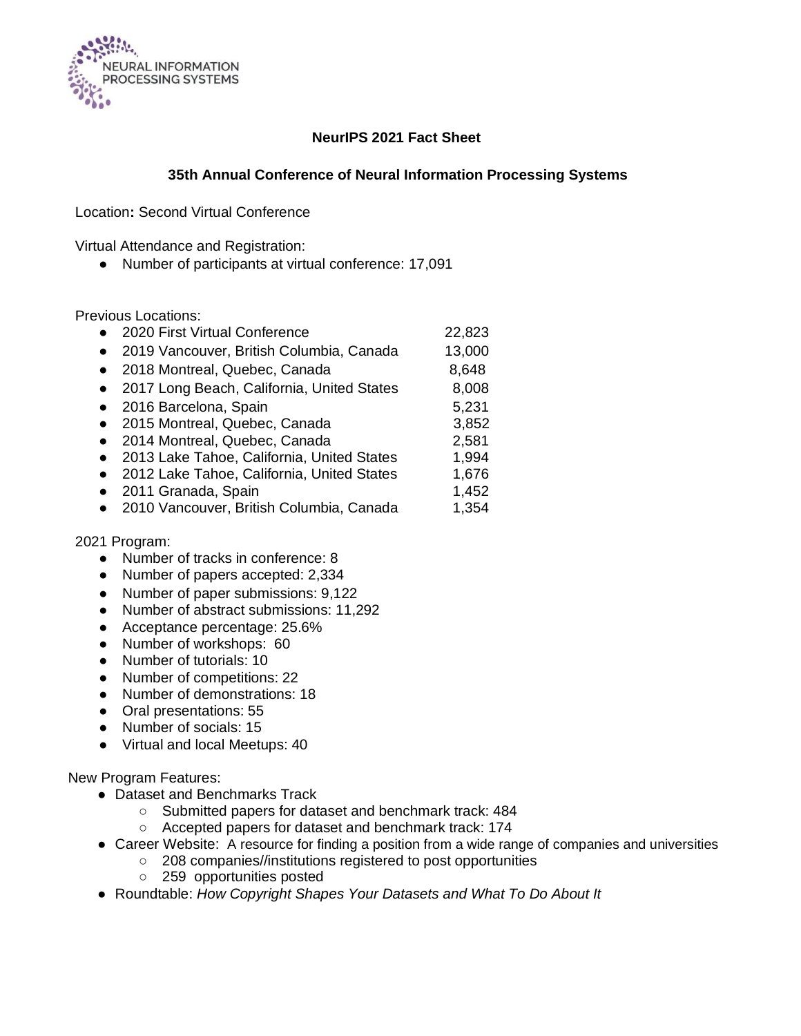NEURAL INFORMATION PROCESSING SYSTEMS

# NeurIPS 2021 Fact Sheet

## 35th Annual Conference of Neural Information Processing Systems

Location**:** Second Virtual Conference

Virtual Attendance and Registration:

- Number of participants at virtual conference: 17,091

Previous Locations:

| | |
|---|---|
| 2020 First Virtual Conference | 22,823 |
| 2019 Vancouver, British Columbia, Canada | 13,000 |
| 2018 Montreal, Quebec, Canada | 8,648 |
| 2017 Long Beach, California, United States | 8,008 |
| 2016 Barcelona, Spain | 5,231 |
| 2015 Montreal, Quebec, Canada | 3,852 |
| 2014 Montreal, Quebec, Canada | 2,581 |
| 2013 Lake Tahoe, California, United States | 1,994 |
| 2012 Lake Tahoe, California, United States | 1,676 |
| 2011 Granada, Spain | 1,452 |
| 2010 Vancouver, British Columbia, Canada | 1,354 |

2021 Program:

- Number of tracks in conference: 8
- Number of papers accepted: 2,334
- Number of paper submissions: 9,122
- Number of abstract submissions: 11,292
- Acceptance percentage: 25.6%
- Number of workshops: 60
- Number of tutorials: 10
- Number of competitions: 22
- Number of demonstrations: 18
- Oral presentations: 55
- Number of socials: 15
- Virtual and local Meetups: 40

New Program Features:

- Dataset and Benchmarks Track
  - Submitted papers for dataset and benchmark track: 484
  - Accepted papers for dataset and benchmark track: 174
- Career Website: A resource for finding a position from a wide range of companies and universities
  - 208 companies//institutions registered to post opportunities
  - 259 opportunities posted
- Roundtable: *How Copyright Shapes Your Datasets and What To Do About It*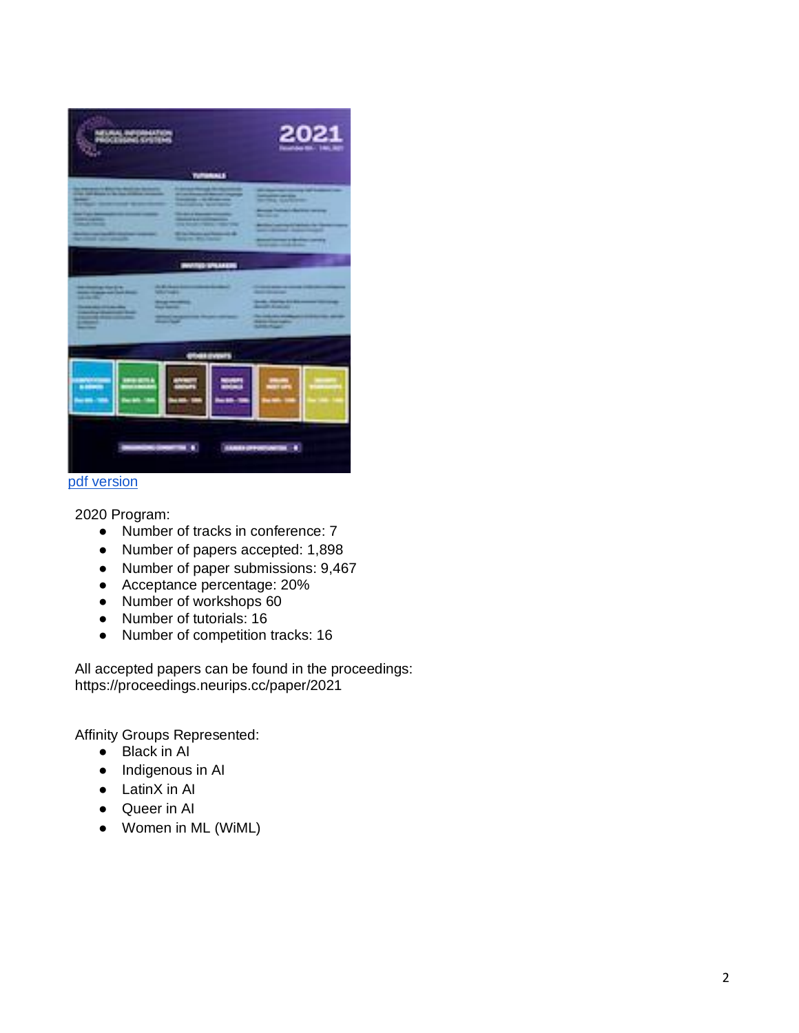[pdf version]

2020 Program:

- Number of tracks in conference: 7
- Number of papers accepted: 1,898
- Number of paper submissions: 9,467
- Acceptance percentage: 20%
- Number of workshops 60
- Number of tutorials: 16
- Number of competition tracks: 16

All accepted papers can be found in the proceedings:
https://proceedings.neurips.cc/paper/2021

Affinity Groups Represented:

- Black in AI
- Indigenous in AI
- LatinX in AI
- Queer in AI
- Women in ML (WiML)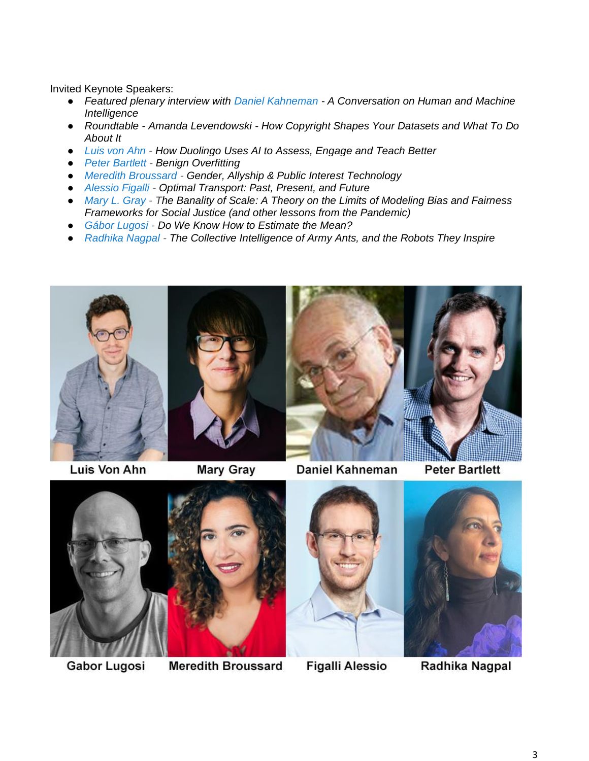Invited Keynote Speakers:

- *Featured plenary interview with Daniel Kahneman - A Conversation on Human and Machine Intelligence*
- *Roundtable - Amanda Levendowski - How Copyright Shapes Your Datasets and What To Do About It*
- *Luis von Ahn - How Duolingo Uses AI to Assess, Engage and Teach Better*
- *Peter Bartlett - Benign Overfitting*
- *Meredith Broussard - Gender, Allyship & Public Interest Technology*
- *Alessio Figalli - Optimal Transport: Past, Present, and Future*
- *Mary L. Gray - The Banality of Scale: A Theory on the Limits of Modeling Bias and Fairness Frameworks for Social Justice (and other lessons from the Pandemic)*
- *Gábor Lugosi - Do We Know How to Estimate the Mean?*
- *Radhika Nagpal - The Collective Intelligence of Army Ants, and the Robots They Inspire*

**Luis Von Ahn** | **Mary Gray** | **Daniel Kahneman** | **Peter Bartlett**

**Gabor Lugosi** | **Meredith Broussard** | **Figalli Alessio** | **Radhika Nagpal**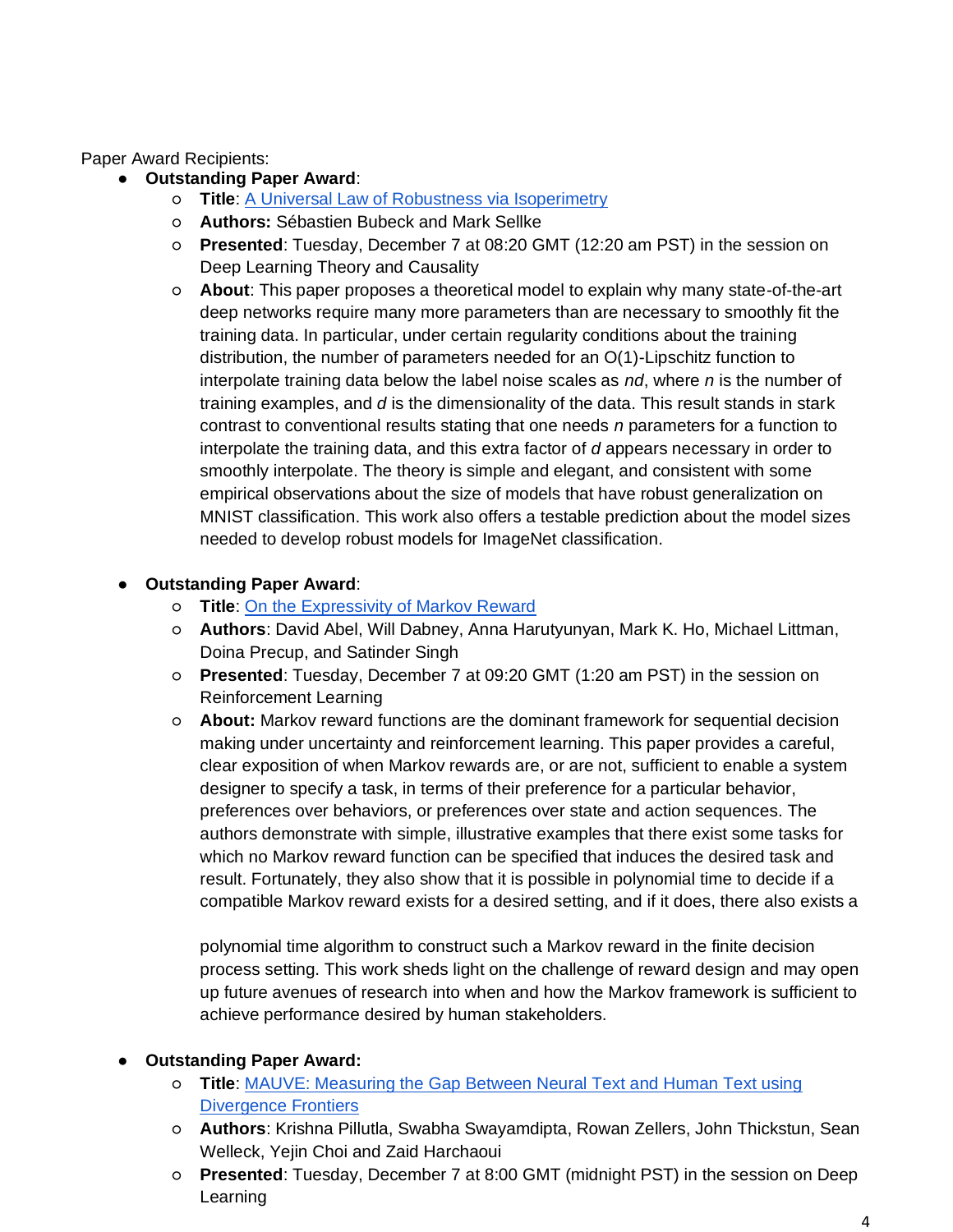Paper Award Recipients:

- **Outstanding Paper Award**:
    - **Title**: [A Universal Law of Robustness via Isoperimetry]()
    - **Authors:** Sébastien Bubeck and Mark Sellke
    - **Presented**: Tuesday, December 7 at 08:20 GMT (12:20 am PST) in the session on Deep Learning Theory and Causality
    - **About**: This paper proposes a theoretical model to explain why many state-of-the-art deep networks require many more parameters than are necessary to smoothly fit the training data. In particular, under certain regularity conditions about the training distribution, the number of parameters needed for an $O(1)$-Lipschitz function to interpolate training data below the label noise scales as $nd$, where $n$ is the number of training examples, and $d$ is the dimensionality of the data. This result stands in stark contrast to conventional results stating that one needs $n$ parameters for a function to interpolate the training data, and this extra factor of $d$ appears necessary in order to smoothly interpolate. The theory is simple and elegant, and consistent with some empirical observations about the size of models that have robust generalization on MNIST classification. This work also offers a testable prediction about the model sizes needed to develop robust models for ImageNet classification.

- **Outstanding Paper Award**:
    - **Title**: [On the Expressivity of Markov Reward]()
    - **Authors**: David Abel, Will Dabney, Anna Harutyunyan, Mark K. Ho, Michael Littman, Doina Precup, and Satinder Singh
    - **Presented**: Tuesday, December 7 at 09:20 GMT (1:20 am PST) in the session on Reinforcement Learning
    - **About:** Markov reward functions are the dominant framework for sequential decision making under uncertainty and reinforcement learning. This paper provides a careful, clear exposition of when Markov rewards are, or are not, sufficient to enable a system designer to specify a task, in terms of their preference for a particular behavior, preferences over behaviors, or preferences over state and action sequences. The authors demonstrate with simple, illustrative examples that there exist some tasks for which no Markov reward function can be specified that induces the desired task and result. Fortunately, they also show that it is possible in polynomial time to decide if a compatible Markov reward exists for a desired setting, and if it does, there also exists a polynomial time algorithm to construct such a Markov reward in the finite decision process setting. This work sheds light on the challenge of reward design and may open up future avenues of research into when and how the Markov framework is sufficient to achieve performance desired by human stakeholders.

- **Outstanding Paper Award:**
    - **Title**: [MAUVE: Measuring the Gap Between Neural Text and Human Text using Divergence Frontiers]()
    - **Authors**: Krishna Pillutla, Swabha Swayamdipta, Rowan Zellers, John Thickstun, Sean Welleck, Yejin Choi and Zaid Harchaoui
    - **Presented**: Tuesday, December 7 at 8:00 GMT (midnight PST) in the session on Deep Learning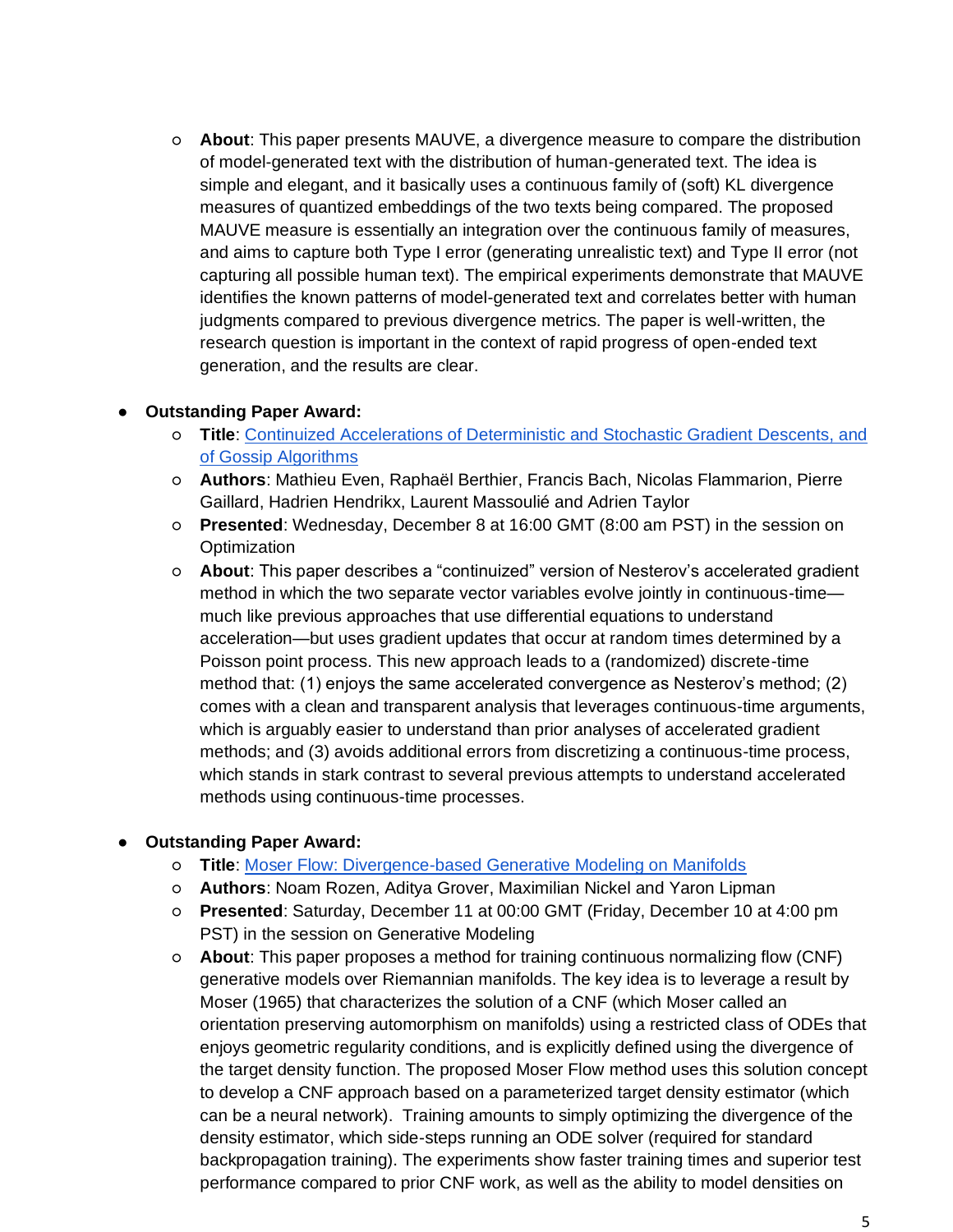- **About**: This paper presents MAUVE, a divergence measure to compare the distribution of model-generated text with the distribution of human-generated text. The idea is simple and elegant, and it basically uses a continuous family of (soft) KL divergence measures of quantized embeddings of the two texts being compared. The proposed MAUVE measure is essentially an integration over the continuous family of measures, and aims to capture both Type I error (generating unrealistic text) and Type II error (not capturing all possible human text). The empirical experiments demonstrate that MAUVE identifies the known patterns of model-generated text and correlates better with human judgments compared to previous divergence metrics. The paper is well-written, the research question is important in the context of rapid progress of open-ended text generation, and the results are clear.

- **Outstanding Paper Award:**
    - **Title**: [Continuized Accelerations of Deterministic and Stochastic Gradient Descents, and of Gossip Algorithms]()
    - **Authors**: Mathieu Even, Raphaël Berthier, Francis Bach, Nicolas Flammarion, Pierre Gaillard, Hadrien Hendrikx, Laurent Massoulié and Adrien Taylor
    - **Presented**: Wednesday, December 8 at 16:00 GMT (8:00 am PST) in the session on Optimization
    - **About**: This paper describes a "continuized" version of Nesterov's accelerated gradient method in which the two separate vector variables evolve jointly in continuous-time—much like previous approaches that use differential equations to understand acceleration—but uses gradient updates that occur at random times determined by a Poisson point process. This new approach leads to a (randomized) discrete-time method that: (1) enjoys the same accelerated convergence as Nesterov's method; (2) comes with a clean and transparent analysis that leverages continuous-time arguments, which is arguably easier to understand than prior analyses of accelerated gradient methods; and (3) avoids additional errors from discretizing a continuous-time process, which stands in stark contrast to several previous attempts to understand accelerated methods using continuous-time processes.

- **Outstanding Paper Award:**
    - **Title**: [Moser Flow: Divergence-based Generative Modeling on Manifolds]()
    - **Authors**: Noam Rozen, Aditya Grover, Maximilian Nickel and Yaron Lipman
    - **Presented**: Saturday, December 11 at 00:00 GMT (Friday, December 10 at 4:00 pm PST) in the session on Generative Modeling
    - **About**: This paper proposes a method for training continuous normalizing flow (CNF) generative models over Riemannian manifolds. The key idea is to leverage a result by Moser (1965) that characterizes the solution of a CNF (which Moser called an orientation preserving automorphism on manifolds) using a restricted class of ODEs that enjoys geometric regularity conditions, and is explicitly defined using the divergence of the target density function. The proposed Moser Flow method uses this solution concept to develop a CNF approach based on a parameterized target density estimator (which can be a neural network). Training amounts to simply optimizing the divergence of the density estimator, which side-steps running an ODE solver (required for standard backpropagation training). The experiments show faster training times and superior test performance compared to prior CNF work, as well as the ability to model densities on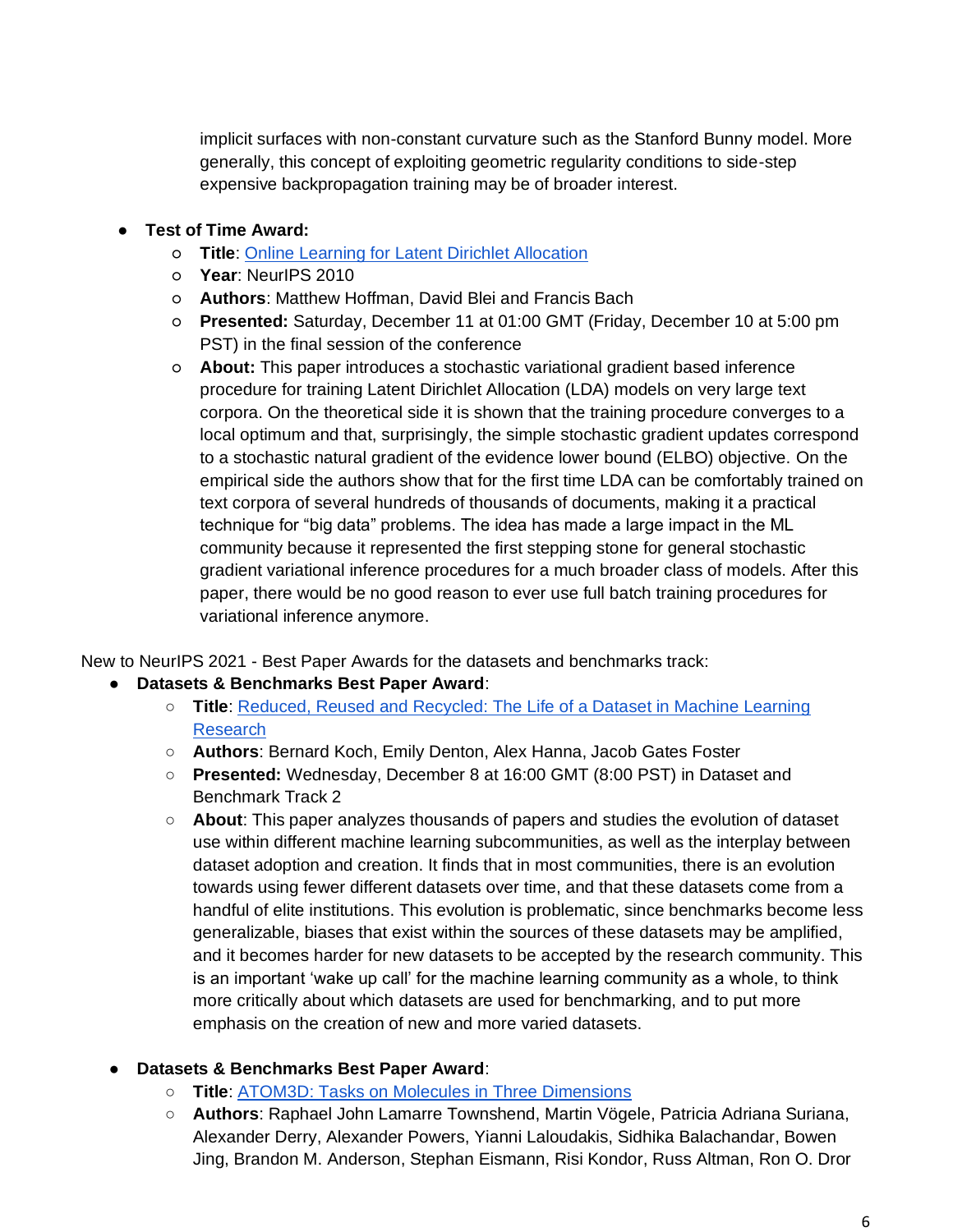implicit surfaces with non-constant curvature such as the Stanford Bunny model. More generally, this concept of exploiting geometric regularity conditions to side-step expensive backpropagation training may be of broader interest.

- **Test of Time Award:**
  - **Title**: Online Learning for Latent Dirichlet Allocation
  - **Year**: NeurIPS 2010
  - **Authors**: Matthew Hoffman, David Blei and Francis Bach
  - **Presented:** Saturday, December 11 at 01:00 GMT (Friday, December 10 at 5:00 pm PST) in the final session of the conference
  - **About:** This paper introduces a stochastic variational gradient based inference procedure for training Latent Dirichlet Allocation (LDA) models on very large text corpora. On the theoretical side it is shown that the training procedure converges to a local optimum and that, surprisingly, the simple stochastic gradient updates correspond to a stochastic natural gradient of the evidence lower bound (ELBO) objective. On the empirical side the authors show that for the first time LDA can be comfortably trained on text corpora of several hundreds of thousands of documents, making it a practical technique for "big data" problems. The idea has made a large impact in the ML community because it represented the first stepping stone for general stochastic gradient variational inference procedures for a much broader class of models. After this paper, there would be no good reason to ever use full batch training procedures for variational inference anymore.

New to NeurIPS 2021 - Best Paper Awards for the datasets and benchmarks track:

- **Datasets & Benchmarks Best Paper Award**:
  - **Title**: Reduced, Reused and Recycled: The Life of a Dataset in Machine Learning Research
  - **Authors**: Bernard Koch, Emily Denton, Alex Hanna, Jacob Gates Foster
  - **Presented:** Wednesday, December 8 at 16:00 GMT (8:00 PST) in Dataset and Benchmark Track 2
  - **About**: This paper analyzes thousands of papers and studies the evolution of dataset use within different machine learning subcommunities, as well as the interplay between dataset adoption and creation. It finds that in most communities, there is an evolution towards using fewer different datasets over time, and that these datasets come from a handful of elite institutions. This evolution is problematic, since benchmarks become less generalizable, biases that exist within the sources of these datasets may be amplified, and it becomes harder for new datasets to be accepted by the research community. This is an important 'wake up call' for the machine learning community as a whole, to think more critically about which datasets are used for benchmarking, and to put more emphasis on the creation of new and more varied datasets.

- **Datasets & Benchmarks Best Paper Award**:
  - **Title**: ATOM3D: Tasks on Molecules in Three Dimensions
  - **Authors**: Raphael John Lamarre Townshend, Martin Vögele, Patricia Adriana Suriana, Alexander Derry, Alexander Powers, Yianni Laloudakis, Sidhika Balachandar, Bowen Jing, Brandon M. Anderson, Stephan Eismann, Risi Kondor, Russ Altman, Ron O. Dror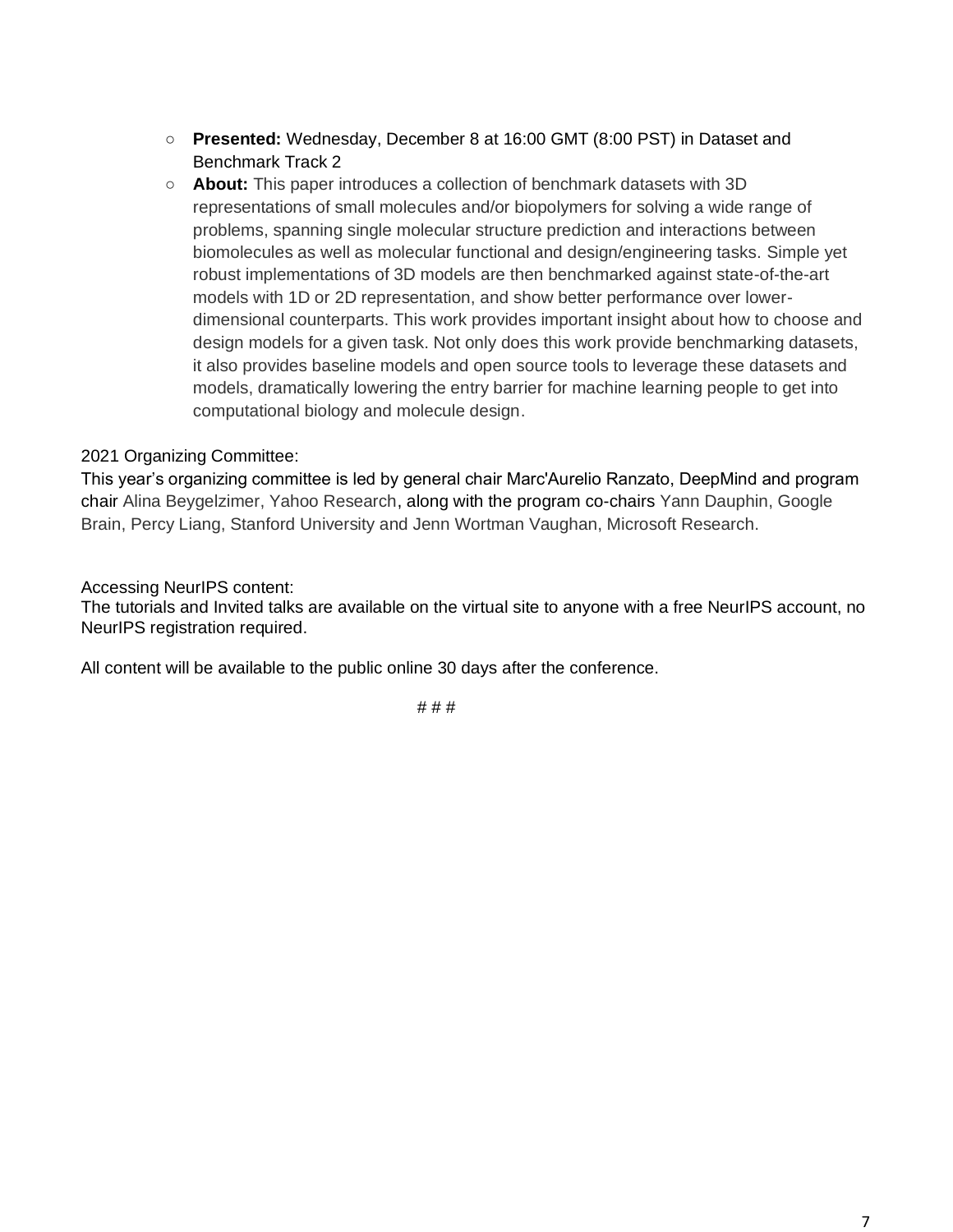- **Presented:** Wednesday, December 8 at 16:00 GMT (8:00 PST) in Dataset and Benchmark Track 2
    - **About:** This paper introduces a collection of benchmark datasets with 3D representations of small molecules and/or biopolymers for solving a wide range of problems, spanning single molecular structure prediction and interactions between biomolecules as well as molecular functional and design/engineering tasks. Simple yet robust implementations of 3D models are then benchmarked against state-of-the-art models with 1D or 2D representation, and show better performance over lower-dimensional counterparts. This work provides important insight about how to choose and design models for a given task. Not only does this work provide benchmarking datasets, it also provides baseline models and open source tools to leverage these datasets and models, dramatically lowering the entry barrier for machine learning people to get into computational biology and molecule design.

2021 Organizing Committee:

This year's organizing committee is led by general chair Marc'Aurelio Ranzato, DeepMind and program chair Alina Beygelzimer, Yahoo Research, along with the program co-chairs Yann Dauphin, Google Brain, Percy Liang, Stanford University and Jenn Wortman Vaughan, Microsoft Research.

Accessing NeurIPS content:

The tutorials and Invited talks are available on the virtual site to anyone with a free NeurIPS account, no NeurIPS registration required.

All content will be available to the public online 30 days after the conference.

# # #